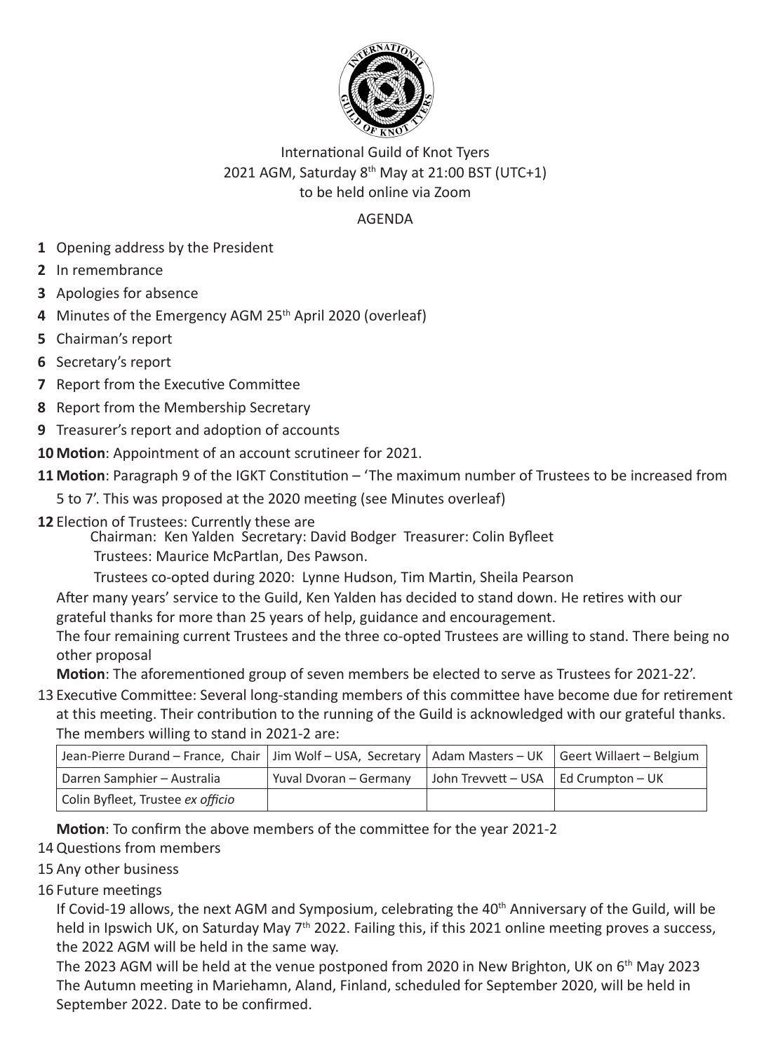International Guild of Knot Tyers
2021 AGM, Saturday 8th May at 21:00 BST (UTC+1)
to be held online via Zoom

AGENDA

1. Opening address by the President
2. In remembrance
3. Apologies for absence
4. Minutes of the Emergency AGM 25th April 2020 (overleaf)
5. Chairman's report
6. Secretary's report
7. Report from the Executive Committee
8. Report from the Membership Secretary
9. Treasurer's report and adoption of accounts
10. **Motion**: Appointment of an account scrutineer for 2021.
11. **Motion**: Paragraph 9 of the IGKT Constitution – 'The maximum number of Trustees to be increased from 5 to 7'. This was proposed at the 2020 meeting (see Minutes overleaf)
12. Election of Trustees: Currently these are
    Chairman: Ken Yalden Secretary: David Bodger Treasurer: Colin Byfleet
    Trustees: Maurice McPartlan, Des Pawson.
    Trustees co-opted during 2020: Lynne Hudson, Tim Martin, Sheila Pearson

    After many years' service to the Guild, Ken Yalden has decided to stand down. He retires with our grateful thanks for more than 25 years of help, guidance and encouragement.

    The four remaining current Trustees and the three co-opted Trustees are willing to stand. There being no other proposal

    **Motion**: The aforementioned group of seven members be elected to serve as Trustees for 2021-22'.
13. Executive Committee: Several long-standing members of this committee have become due for retirement at this meeting. Their contribution to the running of the Guild is acknowledged with our grateful thanks. The members willing to stand in 2021-2 are:

| Jean-Pierre Durand – France, Chair | Jim Wolf – USA, Secretary | Adam Masters – UK | Geert Willaert – Belgium |
|---|---|---|---|
| Darren Samphier – Australia | Yuval Dvoran – Germany | John Trevvett – USA | Ed Crumpton – UK |
| Colin Byfleet, Trustee *ex officio* | | | |

    **Motion**: To confirm the above members of the committee for the year 2021-2
14. Questions from members
15. Any other business
16. Future meetings

    If Covid-19 allows, the next AGM and Symposium, celebrating the 40th Anniversary of the Guild, will be held in Ipswich UK, on Saturday May 7th 2022. Failing this, if this 2021 online meeting proves a success, the 2022 AGM will be held in the same way.

    The 2023 AGM will be held at the venue postponed from 2020 in New Brighton, UK on 6th May 2023

    The Autumn meeting in Mariehamn, Aland, Finland, scheduled for September 2020, will be held in September 2022. Date to be confirmed.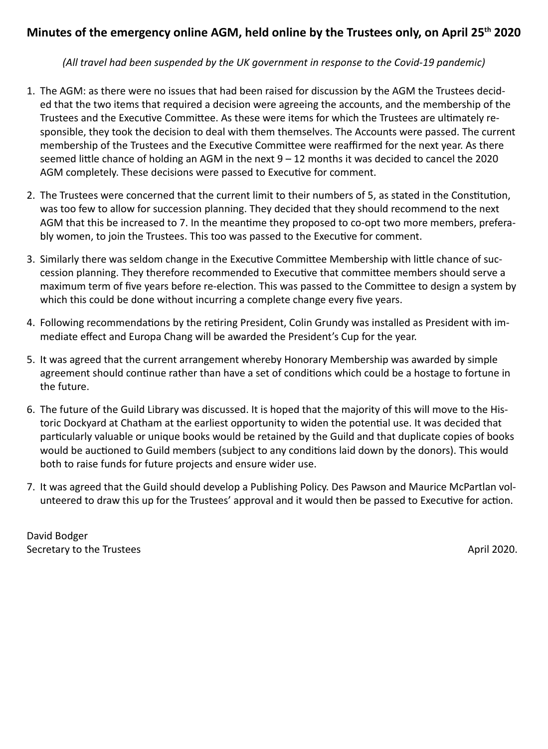**Minutes of the emergency online AGM, held online by the Trustees only, on April 25th 2020**

*(All travel had been suspended by the UK government in response to the Covid-19 pandemic)*

1. The AGM: as there were no issues that had been raised for discussion by the AGM the Trustees decided that the two items that required a decision were agreeing the accounts, and the membership of the Trustees and the Executive Committee. As these were items for which the Trustees are ultimately responsible, they took the decision to deal with them themselves. The Accounts were passed. The current membership of the Trustees and the Executive Committee were reaffirmed for the next year. As there seemed little chance of holding an AGM in the next 9 – 12 months it was decided to cancel the 2020 AGM completely. These decisions were passed to Executive for comment.

2. The Trustees were concerned that the current limit to their numbers of 5, as stated in the Constitution, was too few to allow for succession planning. They decided that they should recommend to the next AGM that this be increased to 7. In the meantime they proposed to co-opt two more members, preferably women, to join the Trustees. This too was passed to the Executive for comment.

3. Similarly there was seldom change in the Executive Committee Membership with little chance of succession planning. They therefore recommended to Executive that committee members should serve a maximum term of five years before re-election. This was passed to the Committee to design a system by which this could be done without incurring a complete change every five years.

4. Following recommendations by the retiring President, Colin Grundy was installed as President with immediate effect and Europa Chang will be awarded the President's Cup for the year.

5. It was agreed that the current arrangement whereby Honorary Membership was awarded by simple agreement should continue rather than have a set of conditions which could be a hostage to fortune in the future.

6. The future of the Guild Library was discussed. It is hoped that the majority of this will move to the Historic Dockyard at Chatham at the earliest opportunity to widen the potential use. It was decided that particularly valuable or unique books would be retained by the Guild and that duplicate copies of books would be auctioned to Guild members (subject to any conditions laid down by the donors). This would both to raise funds for future projects and ensure wider use.

7. It was agreed that the Guild should develop a Publishing Policy. Des Pawson and Maurice McPartlan volunteered to draw this up for the Trustees' approval and it would then be passed to Executive for action.

David Bodger
Secretary to the Trustees

April 2020.